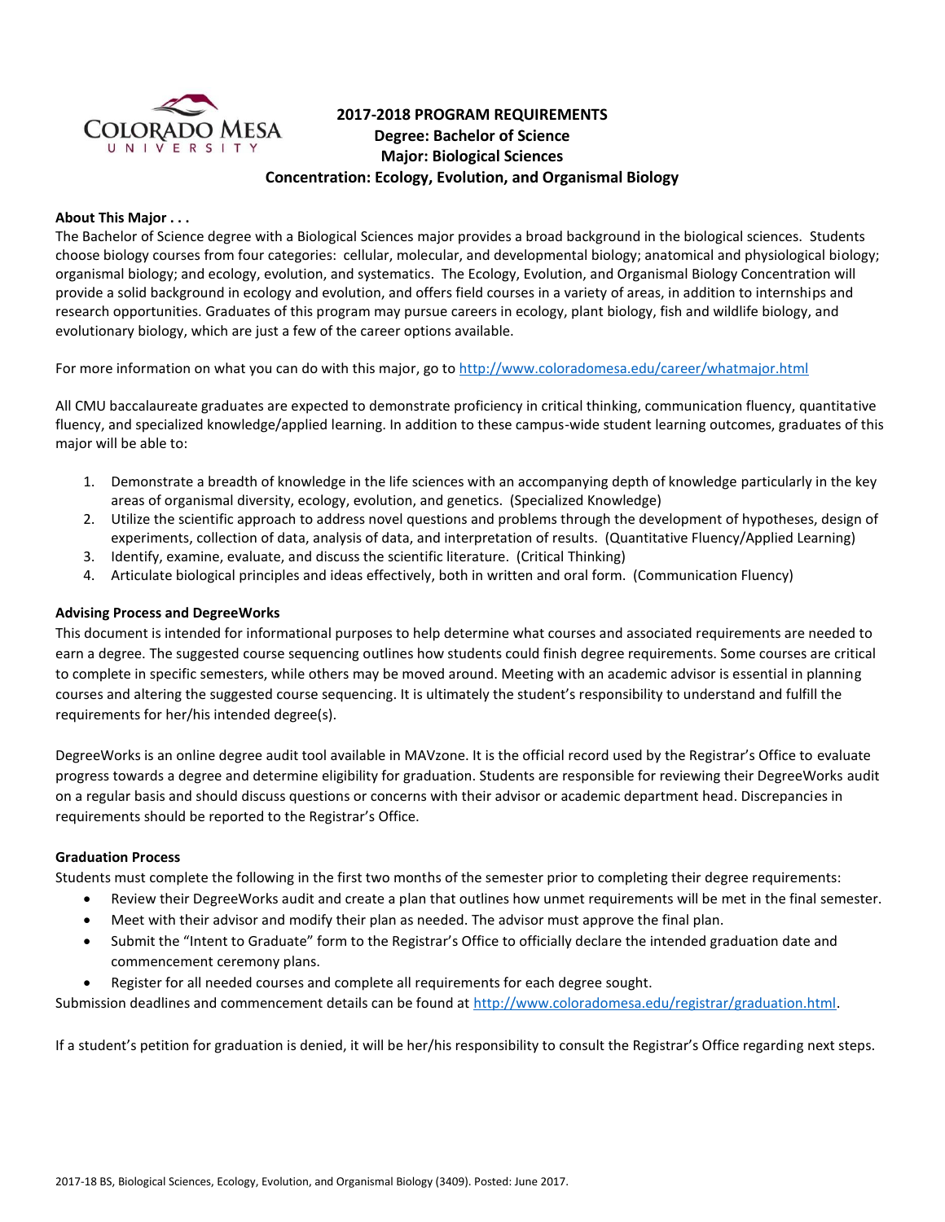# 2017-2018 PROGRAM REQUIREMENTS
## Degree: Bachelor of Science
## Major: Biological Sciences
## Concentration: Ecology, Evolution, and Organismal Biology

**About This Major . . .**

The Bachelor of Science degree with a Biological Sciences major provides a broad background in the biological sciences. Students choose biology courses from four categories: cellular, molecular, and developmental biology; anatomical and physiological biology; organismal biology; and ecology, evolution, and systematics. The Ecology, Evolution, and Organismal Biology Concentration will provide a solid background in ecology and evolution, and offers field courses in a variety of areas, in addition to internships and research opportunities. Graduates of this program may pursue careers in ecology, plant biology, fish and wildlife biology, and evolutionary biology, which are just a few of the career options available.

For more information on what you can do with this major, go to http://www.coloradomesa.edu/career/whatmajor.html

All CMU baccalaureate graduates are expected to demonstrate proficiency in critical thinking, communication fluency, quantitative fluency, and specialized knowledge/applied learning. In addition to these campus-wide student learning outcomes, graduates of this major will be able to:

1. Demonstrate a breadth of knowledge in the life sciences with an accompanying depth of knowledge particularly in the key areas of organismal diversity, ecology, evolution, and genetics. (Specialized Knowledge)
2. Utilize the scientific approach to address novel questions and problems through the development of hypotheses, design of experiments, collection of data, analysis of data, and interpretation of results. (Quantitative Fluency/Applied Learning)
3. Identify, examine, evaluate, and discuss the scientific literature. (Critical Thinking)
4. Articulate biological principles and ideas effectively, both in written and oral form. (Communication Fluency)

**Advising Process and DegreeWorks**

This document is intended for informational purposes to help determine what courses and associated requirements are needed to earn a degree. The suggested course sequencing outlines how students could finish degree requirements. Some courses are critical to complete in specific semesters, while others may be moved around. Meeting with an academic advisor is essential in planning courses and altering the suggested course sequencing. It is ultimately the student's responsibility to understand and fulfill the requirements for her/his intended degree(s).

DegreeWorks is an online degree audit tool available in MAVzone. It is the official record used by the Registrar's Office to evaluate progress towards a degree and determine eligibility for graduation. Students are responsible for reviewing their DegreeWorks audit on a regular basis and should discuss questions or concerns with their advisor or academic department head. Discrepancies in requirements should be reported to the Registrar's Office.

**Graduation Process**

Students must complete the following in the first two months of the semester prior to completing their degree requirements:

- Review their DegreeWorks audit and create a plan that outlines how unmet requirements will be met in the final semester.
- Meet with their advisor and modify their plan as needed. The advisor must approve the final plan.
- Submit the "Intent to Graduate" form to the Registrar's Office to officially declare the intended graduation date and commencement ceremony plans.
- Register for all needed courses and complete all requirements for each degree sought.

Submission deadlines and commencement details can be found at http://www.coloradomesa.edu/registrar/graduation.html.

If a student's petition for graduation is denied, it will be her/his responsibility to consult the Registrar's Office regarding next steps.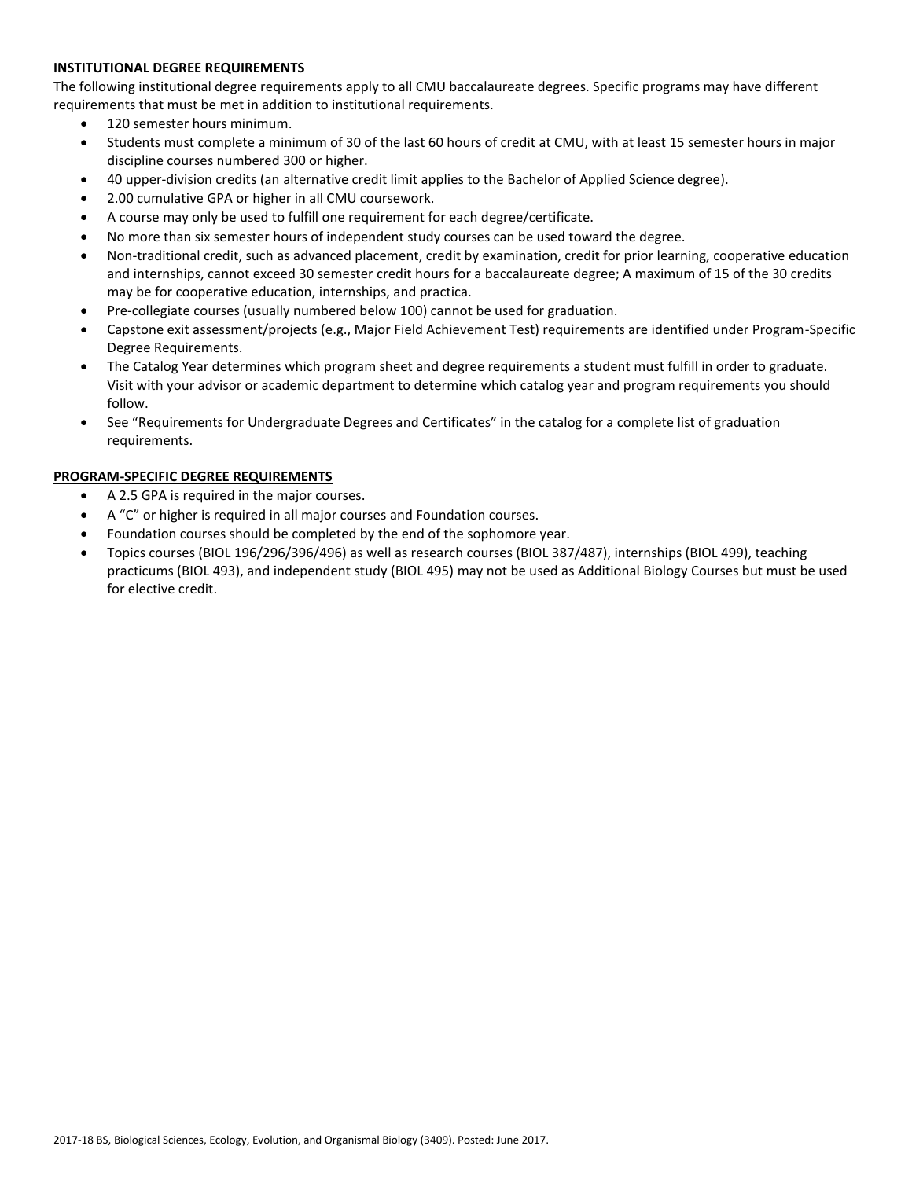## INSTITUTIONAL DEGREE REQUIREMENTS

The following institutional degree requirements apply to all CMU baccalaureate degrees. Specific programs may have different requirements that must be met in addition to institutional requirements.

- 120 semester hours minimum.
- Students must complete a minimum of 30 of the last 60 hours of credit at CMU, with at least 15 semester hours in major discipline courses numbered 300 or higher.
- 40 upper-division credits (an alternative credit limit applies to the Bachelor of Applied Science degree).
- 2.00 cumulative GPA or higher in all CMU coursework.
- A course may only be used to fulfill one requirement for each degree/certificate.
- No more than six semester hours of independent study courses can be used toward the degree.
- Non-traditional credit, such as advanced placement, credit by examination, credit for prior learning, cooperative education and internships, cannot exceed 30 semester credit hours for a baccalaureate degree; A maximum of 15 of the 30 credits may be for cooperative education, internships, and practica.
- Pre-collegiate courses (usually numbered below 100) cannot be used for graduation.
- Capstone exit assessment/projects (e.g., Major Field Achievement Test) requirements are identified under Program-Specific Degree Requirements.
- The Catalog Year determines which program sheet and degree requirements a student must fulfill in order to graduate. Visit with your advisor or academic department to determine which catalog year and program requirements you should follow.
- See "Requirements for Undergraduate Degrees and Certificates" in the catalog for a complete list of graduation requirements.

## PROGRAM-SPECIFIC DEGREE REQUIREMENTS

- A 2.5 GPA is required in the major courses.
- A "C" or higher is required in all major courses and Foundation courses.
- Foundation courses should be completed by the end of the sophomore year.
- Topics courses (BIOL 196/296/396/496) as well as research courses (BIOL 387/487), internships (BIOL 499), teaching practicums (BIOL 493), and independent study (BIOL 495) may not be used as Additional Biology Courses but must be used for elective credit.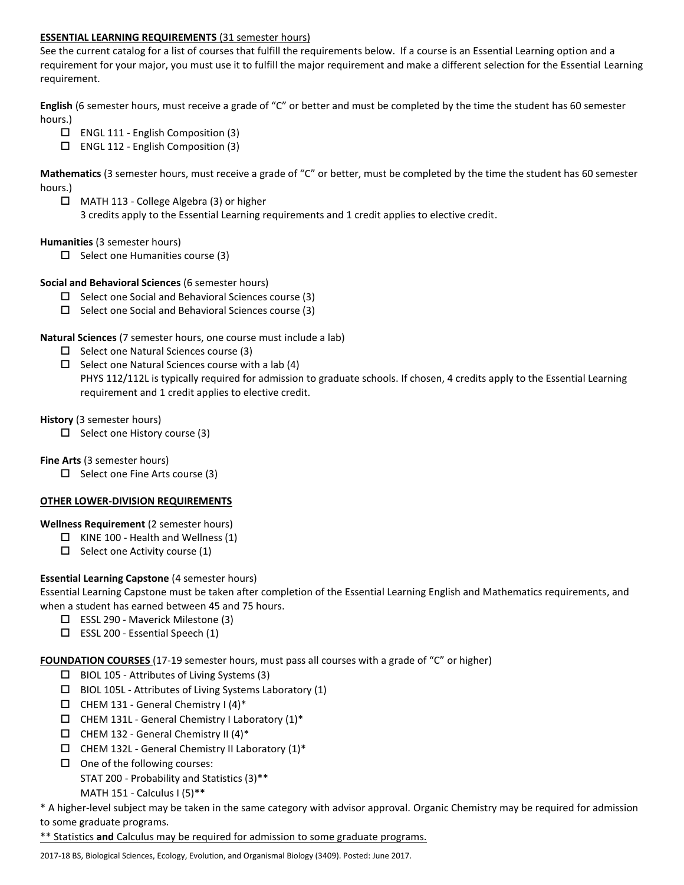## ESSENTIAL LEARNING REQUIREMENTS (31 semester hours)

See the current catalog for a list of courses that fulfill the requirements below. If a course is an Essential Learning option and a requirement for your major, you must use it to fulfill the major requirement and make a different selection for the Essential Learning requirement.

**English** (6 semester hours, must receive a grade of "C" or better and must be completed by the time the student has 60 semester hours.)

- ☐ ENGL 111 - English Composition (3)
- ☐ ENGL 112 - English Composition (3)

**Mathematics** (3 semester hours, must receive a grade of "C" or better, must be completed by the time the student has 60 semester hours.)

- ☐ MATH 113 - College Algebra (3) or higher
  3 credits apply to the Essential Learning requirements and 1 credit applies to elective credit.

**Humanities** (3 semester hours)

- ☐ Select one Humanities course (3)

**Social and Behavioral Sciences** (6 semester hours)

- ☐ Select one Social and Behavioral Sciences course (3)
- ☐ Select one Social and Behavioral Sciences course (3)

**Natural Sciences** (7 semester hours, one course must include a lab)

- ☐ Select one Natural Sciences course (3)
- ☐ Select one Natural Sciences course with a lab (4)
  PHYS 112/112L is typically required for admission to graduate schools. If chosen, 4 credits apply to the Essential Learning requirement and 1 credit applies to elective credit.

**History** (3 semester hours)

- ☐ Select one History course (3)

**Fine Arts** (3 semester hours)

- ☐ Select one Fine Arts course (3)

## OTHER LOWER-DIVISION REQUIREMENTS

**Wellness Requirement** (2 semester hours)

- ☐ KINE 100 - Health and Wellness (1)
- ☐ Select one Activity course (1)

**Essential Learning Capstone** (4 semester hours)

Essential Learning Capstone must be taken after completion of the Essential Learning English and Mathematics requirements, and when a student has earned between 45 and 75 hours.

- ☐ ESSL 290 - Maverick Milestone (3)
- ☐ ESSL 200 - Essential Speech (1)

## FOUNDATION COURSES (17-19 semester hours, must pass all courses with a grade of "C" or higher)

- ☐ BIOL 105 - Attributes of Living Systems (3)
- ☐ BIOL 105L - Attributes of Living Systems Laboratory (1)
- ☐ CHEM 131 - General Chemistry I (4)*
- ☐ CHEM 131L - General Chemistry I Laboratory (1)*
- ☐ CHEM 132 - General Chemistry II (4)*
- ☐ CHEM 132L - General Chemistry II Laboratory (1)*
- ☐ One of the following courses:
  STAT 200 - Probability and Statistics (3)**
  MATH 151 - Calculus I (5)**

* A higher-level subject may be taken in the same category with advisor approval. Organic Chemistry may be required for admission to some graduate programs.

** Statistics **and** Calculus may be required for admission to some graduate programs.

2017-18 BS, Biological Sciences, Ecology, Evolution, and Organismal Biology (3409). Posted: June 2017.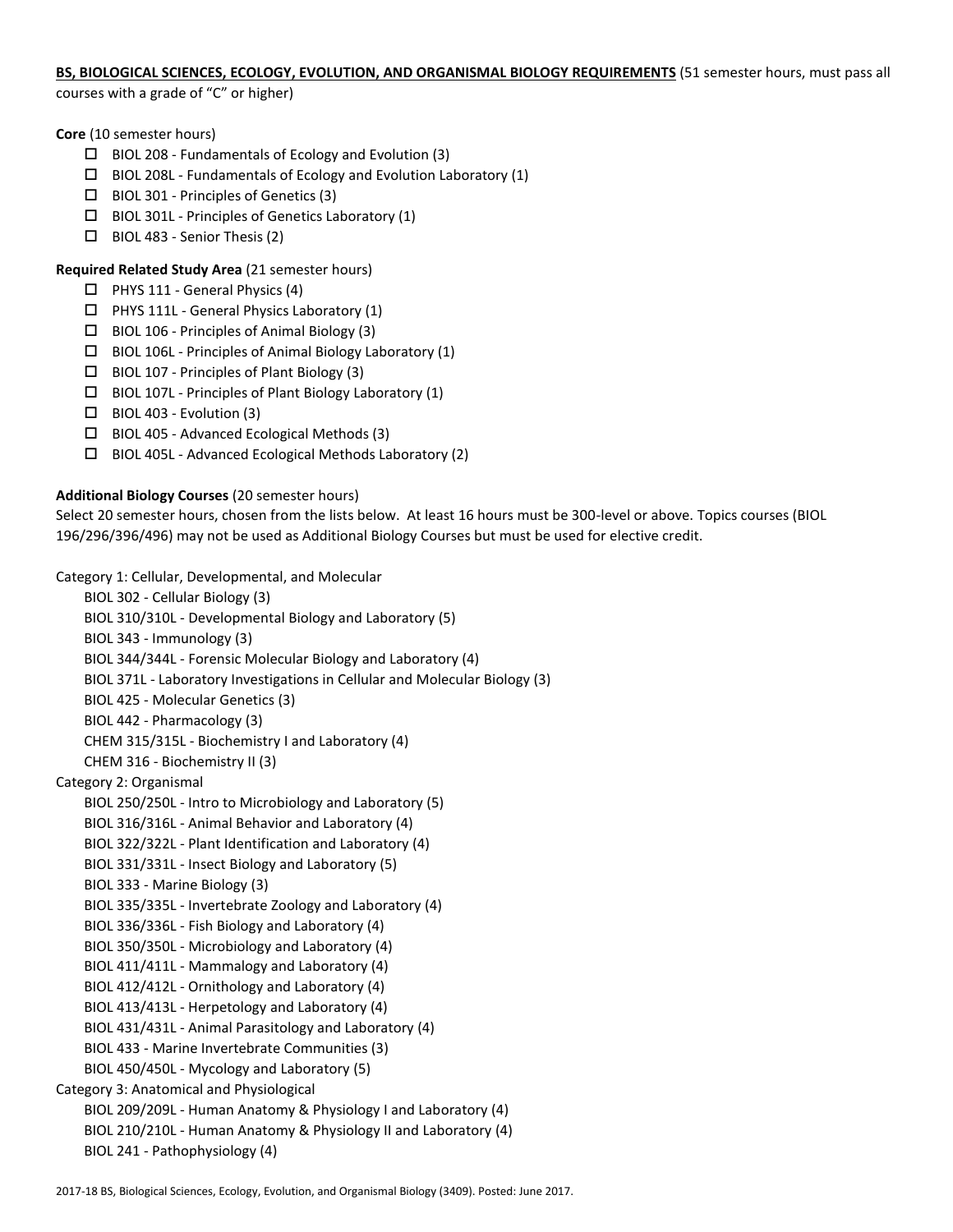**BS, BIOLOGICAL SCIENCES, ECOLOGY, EVOLUTION, AND ORGANISMAL BIOLOGY REQUIREMENTS** (51 semester hours, must pass all courses with a grade of "C" or higher)

**Core** (10 semester hours)

- ☐ BIOL 208 - Fundamentals of Ecology and Evolution (3)
- ☐ BIOL 208L - Fundamentals of Ecology and Evolution Laboratory (1)
- ☐ BIOL 301 - Principles of Genetics (3)
- ☐ BIOL 301L - Principles of Genetics Laboratory (1)
- ☐ BIOL 483 - Senior Thesis (2)

**Required Related Study Area** (21 semester hours)

- ☐ PHYS 111 - General Physics (4)
- ☐ PHYS 111L - General Physics Laboratory (1)
- ☐ BIOL 106 - Principles of Animal Biology (3)
- ☐ BIOL 106L - Principles of Animal Biology Laboratory (1)
- ☐ BIOL 107 - Principles of Plant Biology (3)
- ☐ BIOL 107L - Principles of Plant Biology Laboratory (1)
- ☐ BIOL 403 - Evolution (3)
- ☐ BIOL 405 - Advanced Ecological Methods (3)
- ☐ BIOL 405L - Advanced Ecological Methods Laboratory (2)

**Additional Biology Courses** (20 semester hours)

Select 20 semester hours, chosen from the lists below. At least 16 hours must be 300-level or above. Topics courses (BIOL 196/296/396/496) may not be used as Additional Biology Courses but must be used for elective credit.

Category 1: Cellular, Developmental, and Molecular

- BIOL 302 - Cellular Biology (3)
- BIOL 310/310L - Developmental Biology and Laboratory (5)
- BIOL 343 - Immunology (3)
- BIOL 344/344L - Forensic Molecular Biology and Laboratory (4)
- BIOL 371L - Laboratory Investigations in Cellular and Molecular Biology (3)
- BIOL 425 - Molecular Genetics (3)
- BIOL 442 - Pharmacology (3)
- CHEM 315/315L - Biochemistry I and Laboratory (4)
- CHEM 316 - Biochemistry II (3)

Category 2: Organismal

- BIOL 250/250L - Intro to Microbiology and Laboratory (5)
- BIOL 316/316L - Animal Behavior and Laboratory (4)
- BIOL 322/322L - Plant Identification and Laboratory (4)
- BIOL 331/331L - Insect Biology and Laboratory (5)
- BIOL 333 - Marine Biology (3)
- BIOL 335/335L - Invertebrate Zoology and Laboratory (4)
- BIOL 336/336L - Fish Biology and Laboratory (4)
- BIOL 350/350L - Microbiology and Laboratory (4)
- BIOL 411/411L - Mammalogy and Laboratory (4)
- BIOL 412/412L - Ornithology and Laboratory (4)
- BIOL 413/413L - Herpetology and Laboratory (4)
- BIOL 431/431L - Animal Parasitology and Laboratory (4)
- BIOL 433 - Marine Invertebrate Communities (3)
- BIOL 450/450L - Mycology and Laboratory (5)

Category 3: Anatomical and Physiological

- BIOL 209/209L - Human Anatomy & Physiology I and Laboratory (4)
- BIOL 210/210L - Human Anatomy & Physiology II and Laboratory (4)
- BIOL 241 - Pathophysiology (4)

2017-18 BS, Biological Sciences, Ecology, Evolution, and Organismal Biology (3409). Posted: June 2017.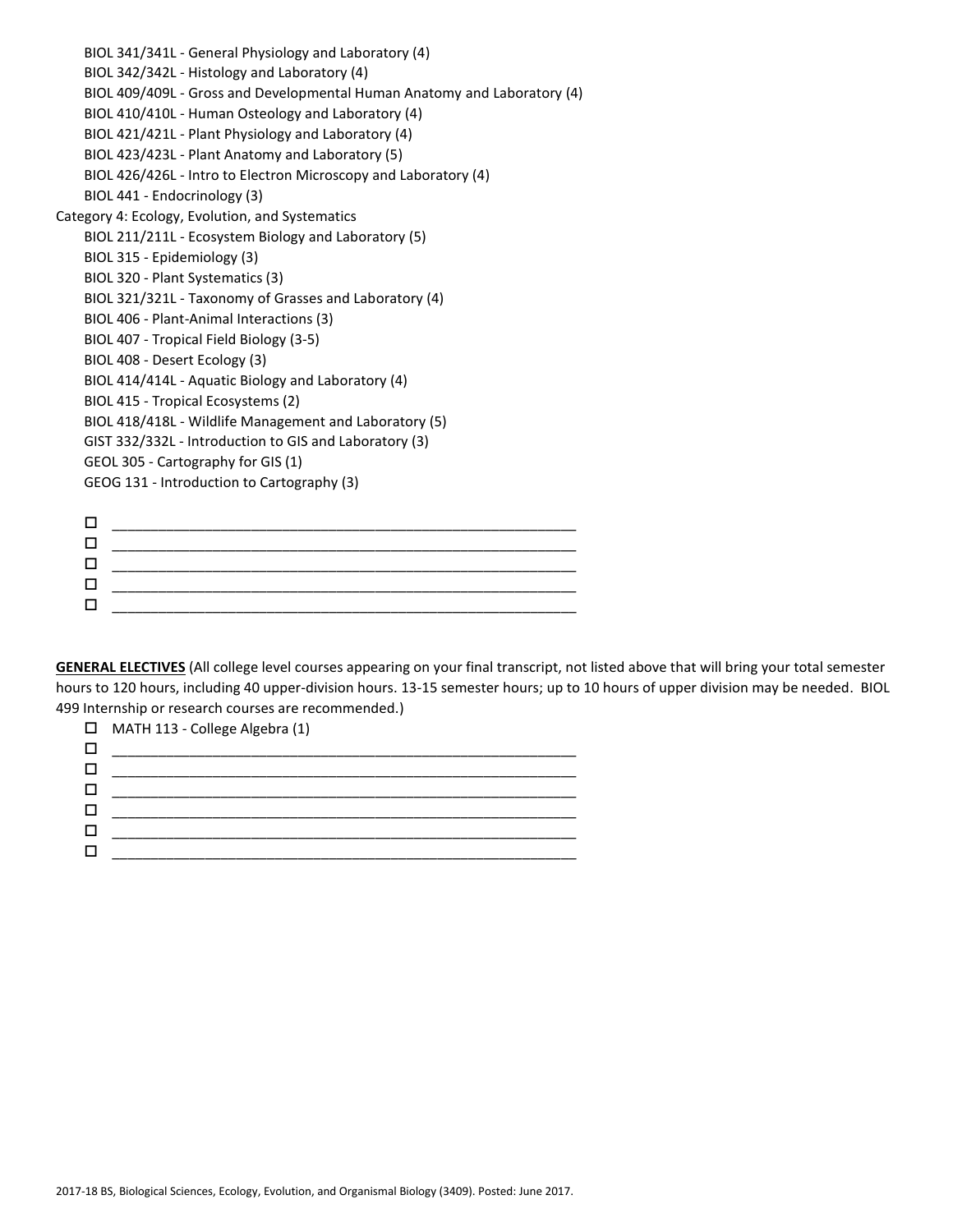- BIOL 341/341L - General Physiology and Laboratory (4)
- BIOL 342/342L - Histology and Laboratory (4)
- BIOL 409/409L - Gross and Developmental Human Anatomy and Laboratory (4)
- BIOL 410/410L - Human Osteology and Laboratory (4)
- BIOL 421/421L - Plant Physiology and Laboratory (4)
- BIOL 423/423L - Plant Anatomy and Laboratory (5)
- BIOL 426/426L - Intro to Electron Microscopy and Laboratory (4)
- BIOL 441 - Endocrinology (3)

Category 4: Ecology, Evolution, and Systematics

- BIOL 211/211L - Ecosystem Biology and Laboratory (5)
- BIOL 315 - Epidemiology (3)
- BIOL 320 - Plant Systematics (3)
- BIOL 321/321L - Taxonomy of Grasses and Laboratory (4)
- BIOL 406 - Plant-Animal Interactions (3)
- BIOL 407 - Tropical Field Biology (3-5)
- BIOL 408 - Desert Ecology (3)
- BIOL 414/414L - Aquatic Biology and Laboratory (4)
- BIOL 415 - Tropical Ecosystems (2)
- BIOL 418/418L - Wildlife Management and Laboratory (5)
- GIST 332/332L - Introduction to GIS and Laboratory (3)
- GEOL 305 - Cartography for GIS (1)
- GEOG 131 - Introduction to Cartography (3)

- ☐ ____________________________________________________________
- ☐ ____________________________________________________________
- ☐ ____________________________________________________________
- ☐ ____________________________________________________________
- ☐ ____________________________________________________________

**GENERAL ELECTIVES** (All college level courses appearing on your final transcript, not listed above that will bring your total semester hours to 120 hours, including 40 upper-division hours. 13-15 semester hours; up to 10 hours of upper division may be needed. BIOL 499 Internship or research courses are recommended.)

- ☐ MATH 113 - College Algebra (1)
- ☐ ____________________________________________________________
- ☐ ____________________________________________________________
- ☐ ____________________________________________________________
- ☐ ____________________________________________________________
- ☐ ____________________________________________________________
- ☐ ____________________________________________________________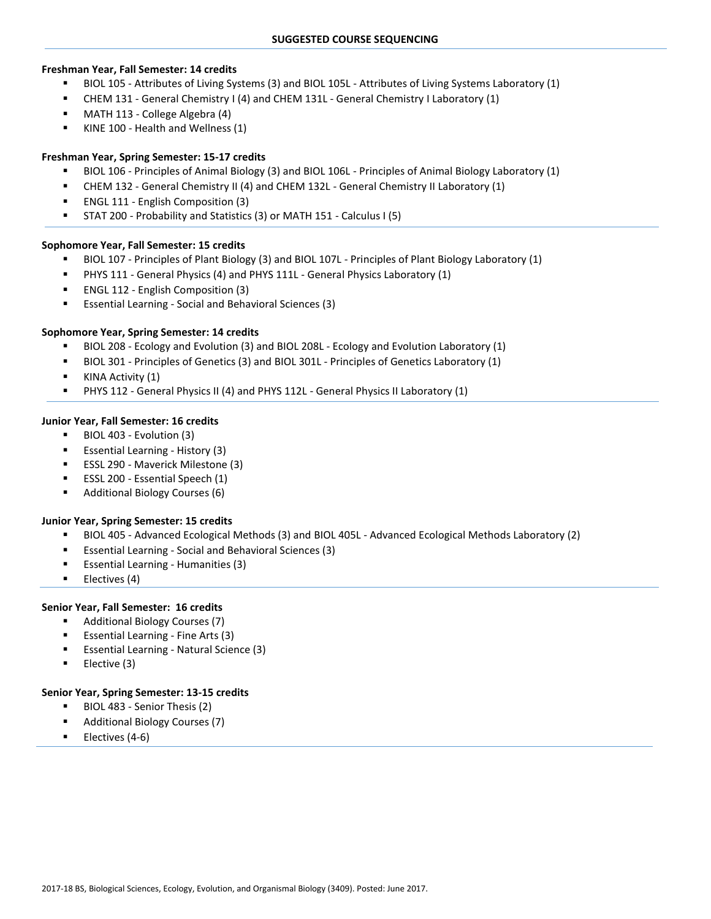## SUGGESTED COURSE SEQUENCING

**Freshman Year, Fall Semester: 14 credits**

- BIOL 105 - Attributes of Living Systems (3) and BIOL 105L - Attributes of Living Systems Laboratory (1)
- CHEM 131 - General Chemistry I (4) and CHEM 131L - General Chemistry I Laboratory (1)
- MATH 113 - College Algebra (4)
- KINE 100 - Health and Wellness (1)

**Freshman Year, Spring Semester: 15-17 credits**

- BIOL 106 - Principles of Animal Biology (3) and BIOL 106L - Principles of Animal Biology Laboratory (1)
- CHEM 132 - General Chemistry II (4) and CHEM 132L - General Chemistry II Laboratory (1)
- ENGL 111 - English Composition (3)
- STAT 200 - Probability and Statistics (3) or MATH 151 - Calculus I (5)

**Sophomore Year, Fall Semester: 15 credits**

- BIOL 107 - Principles of Plant Biology (3) and BIOL 107L - Principles of Plant Biology Laboratory (1)
- PHYS 111 - General Physics (4) and PHYS 111L - General Physics Laboratory (1)
- ENGL 112 - English Composition (3)
- Essential Learning - Social and Behavioral Sciences (3)

**Sophomore Year, Spring Semester: 14 credits**

- BIOL 208 - Ecology and Evolution (3) and BIOL 208L - Ecology and Evolution Laboratory (1)
- BIOL 301 - Principles of Genetics (3) and BIOL 301L - Principles of Genetics Laboratory (1)
- KINA Activity (1)
- PHYS 112 - General Physics II (4) and PHYS 112L - General Physics II Laboratory (1)

**Junior Year, Fall Semester: 16 credits**

- BIOL 403 - Evolution (3)
- Essential Learning - History (3)
- ESSL 290 - Maverick Milestone (3)
- ESSL 200 - Essential Speech (1)
- Additional Biology Courses (6)

**Junior Year, Spring Semester: 15 credits**

- BIOL 405 - Advanced Ecological Methods (3) and BIOL 405L - Advanced Ecological Methods Laboratory (2)
- Essential Learning - Social and Behavioral Sciences (3)
- Essential Learning - Humanities (3)
- Electives (4)

**Senior Year, Fall Semester: 16 credits**

- Additional Biology Courses (7)
- Essential Learning - Fine Arts (3)
- Essential Learning - Natural Science (3)
- Elective (3)

**Senior Year, Spring Semester: 13-15 credits**

- BIOL 483 - Senior Thesis (2)
- Additional Biology Courses (7)
- Electives (4-6)